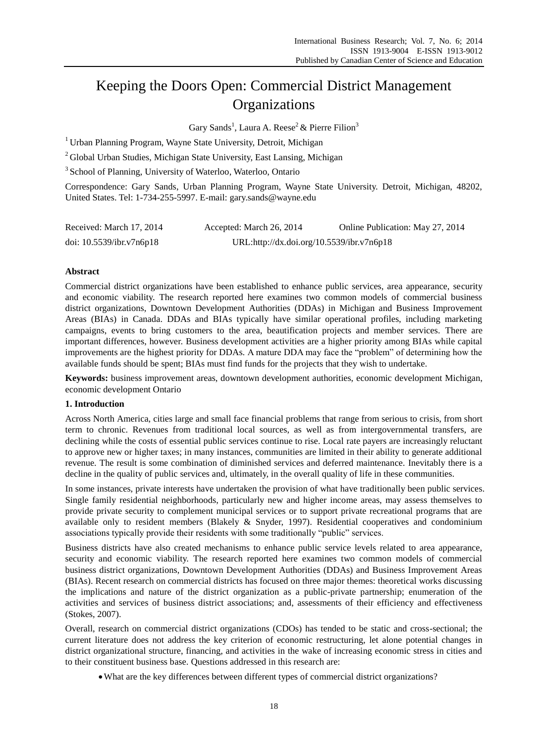# Keeping the Doors Open: Commercial District Management Organizations

Gary Sands[1], Laura A. Reese[2] & Pierre Filion[3]

[1] Urban Planning Program, Wayne State University, Detroit, Michigan

[2] Global Urban Studies, Michigan State University, East Lansing, Michigan

[3] School of Planning, University of Waterloo, Waterloo, Ontario

Correspondence: Gary Sands, Urban Planning Program, Wayne State University. Detroit, Michigan, 48202, United States. Tel: 1-734-255-5997. E-mail: gary.sands@wayne.edu

Received: March 17, 2014 Accepted: March 26, 2014 Online Publication: May 27, 2014

doi: 10.5539/ibr.v7n6p18 URL:http://dx.doi.org/10.5539/ibr.v7n6p18

**Abstract**

Commercial district organizations have been established to enhance public services, area appearance, security and economic viability. The research reported here examines two common models of commercial business district organizations, Downtown Development Authorities (DDAs) in Michigan and Business Improvement Areas (BIAs) in Canada. DDAs and BIAs typically have similar operational profiles, including marketing campaigns, events to bring customers to the area, beautification projects and member services. There are important differences, however. Business development activities are a higher priority among BIAs while capital improvements are the highest priority for DDAs. A mature DDA may face the "problem" of determining how the available funds should be spent; BIAs must find funds for the projects that they wish to undertake.

**Keywords:** business improvement areas, downtown development authorities, economic development Michigan, economic development Ontario

## 1. Introduction

Across North America, cities large and small face financial problems that range from serious to crisis, from short term to chronic. Revenues from traditional local sources, as well as from intergovernmental transfers, are declining while the costs of essential public services continue to rise. Local rate payers are increasingly reluctant to approve new or higher taxes; in many instances, communities are limited in their ability to generate additional revenue. The result is some combination of diminished services and deferred maintenance. Inevitably there is a decline in the quality of public services and, ultimately, in the overall quality of life in these communities.

In some instances, private interests have undertaken the provision of what have traditionally been public services. Single family residential neighborhoods, particularly new and higher income areas, may assess themselves to provide private security to complement municipal services or to support private recreational programs that are available only to resident members (Blakely & Snyder, 1997). Residential cooperatives and condominium associations typically provide their residents with some traditionally "public" services.

Business districts have also created mechanisms to enhance public service levels related to area appearance, security and economic viability. The research reported here examines two common models of commercial business district organizations, Downtown Development Authorities (DDAs) and Business Improvement Areas (BIAs). Recent research on commercial districts has focused on three major themes: theoretical works discussing the implications and nature of the district organization as a public-private partnership; enumeration of the activities and services of business district associations; and, assessments of their efficiency and effectiveness (Stokes, 2007).

Overall, research on commercial district organizations (CDOs) has tended to be static and cross-sectional; the current literature does not address the key criterion of economic restructuring, let alone potential changes in district organizational structure, financing, and activities in the wake of increasing economic stress in cities and to their constituent business base. Questions addressed in this research are:

- What are the key differences between different types of commercial district organizations?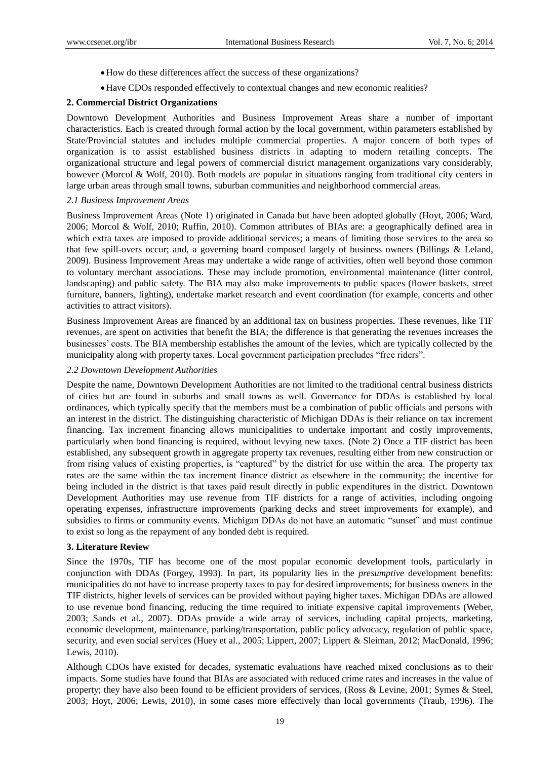- How do these differences affect the success of these organizations?
- Have CDOs responded effectively to contextual changes and new economic realities?

## 2. Commercial District Organizations

Downtown Development Authorities and Business Improvement Areas share a number of important characteristics. Each is created through formal action by the local government, within parameters established by State/Provincial statutes and includes multiple commercial properties. A major concern of both types of organization is to assist established business districts in adapting to modern retailing concepts. The organizational structure and legal powers of commercial district management organizations vary considerably, however (Morcol & Wolf, 2010). Both models are popular in situations ranging from traditional city centers in large urban areas through small towns, suburban communities and neighborhood commercial areas.

### *2.1 Business Improvement Areas*

Business Improvement Areas (Note 1) originated in Canada but have been adopted globally (Hoyt, 2006; Ward, 2006; Morcol & Wolf, 2010; Ruffin, 2010). Common attributes of BIAs are: a geographically defined area in which extra taxes are imposed to provide additional services; a means of limiting those services to the area so that few spill-overs occur; and, a governing board composed largely of business owners (Billings & Leland, 2009). Business Improvement Areas may undertake a wide range of activities, often well beyond those common to voluntary merchant associations. These may include promotion, environmental maintenance (litter control, landscaping) and public safety. The BIA may also make improvements to public spaces (flower baskets, street furniture, banners, lighting), undertake market research and event coordination (for example, concerts and other activities to attract visitors).

Business Improvement Areas are financed by an additional tax on business properties. These revenues, like TIF revenues, are spent on activities that benefit the BIA; the difference is that generating the revenues increases the businesses' costs. The BIA membership establishes the amount of the levies, which are typically collected by the municipality along with property taxes. Local government participation precludes "free riders".

### *2.2 Downtown Development Authorities*

Despite the name, Downtown Development Authorities are not limited to the traditional central business districts of cities but are found in suburbs and small towns as well. Governance for DDAs is established by local ordinances, which typically specify that the members must be a combination of public officials and persons with an interest in the district. The distinguishing characteristic of Michigan DDAs is their reliance on tax increment financing. Tax increment financing allows municipalities to undertake important and costly improvements, particularly when bond financing is required, without levying new taxes. (Note 2) Once a TIF district has been established, any subsequent growth in aggregate property tax revenues, resulting either from new construction or from rising values of existing properties, is "captured" by the district for use within the area. The property tax rates are the same within the tax increment finance district as elsewhere in the community; the incentive for being included in the district is that taxes paid result directly in public expenditures in the district. Downtown Development Authorities may use revenue from TIF districts for a range of activities, including ongoing operating expenses, infrastructure improvements (parking decks and street improvements for example), and subsidies to firms or community events. Michigan DDAs do not have an automatic "sunset" and must continue to exist so long as the repayment of any bonded debt is required.

## 3. Literature Review

Since the 1970s, TIF has become one of the most popular economic development tools, particularly in conjunction with DDAs (Forgey, 1993). In part, its popularity lies in the *presumptive* development benefits: municipalities do not have to increase property taxes to pay for desired improvements; for business owners in the TIF districts, higher levels of services can be provided without paying higher taxes. Michigan DDAs are allowed to use revenue bond financing, reducing the time required to initiate expensive capital improvements (Weber, 2003; Sands et al., 2007). DDAs provide a wide array of services, including capital projects, marketing, economic development, maintenance, parking/transportation, public policy advocacy, regulation of public space, security, and even social services (Huey et al., 2005; Lippert, 2007; Lippert & Sleiman, 2012; MacDonald, 1996; Lewis, 2010).

Although CDOs have existed for decades, systematic evaluations have reached mixed conclusions as to their impacts. Some studies have found that BIAs are associated with reduced crime rates and increases in the value of property; they have also been found to be efficient providers of services, (Ross & Levine, 2001; Symes & Steel, 2003; Hoyt, 2006; Lewis, 2010), in some cases more effectively than local governments (Traub, 1996). The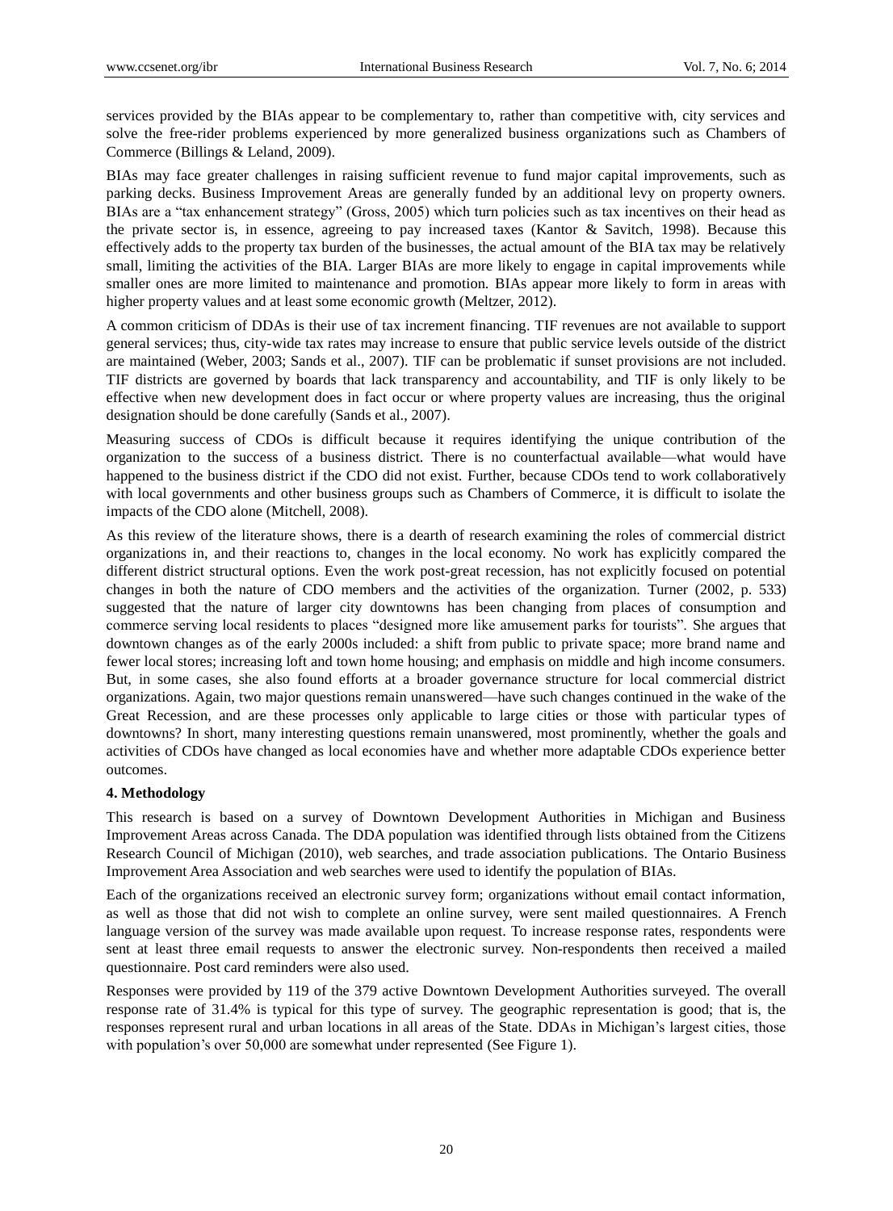services provided by the BIAs appear to be complementary to, rather than competitive with, city services and solve the free-rider problems experienced by more generalized business organizations such as Chambers of Commerce (Billings & Leland, 2009).

BIAs may face greater challenges in raising sufficient revenue to fund major capital improvements, such as parking decks. Business Improvement Areas are generally funded by an additional levy on property owners. BIAs are a "tax enhancement strategy" (Gross, 2005) which turn policies such as tax incentives on their head as the private sector is, in essence, agreeing to pay increased taxes (Kantor & Savitch, 1998). Because this effectively adds to the property tax burden of the businesses, the actual amount of the BIA tax may be relatively small, limiting the activities of the BIA. Larger BIAs are more likely to engage in capital improvements while smaller ones are more limited to maintenance and promotion. BIAs appear more likely to form in areas with higher property values and at least some economic growth (Meltzer, 2012).

A common criticism of DDAs is their use of tax increment financing. TIF revenues are not available to support general services; thus, city-wide tax rates may increase to ensure that public service levels outside of the district are maintained (Weber, 2003; Sands et al., 2007). TIF can be problematic if sunset provisions are not included. TIF districts are governed by boards that lack transparency and accountability, and TIF is only likely to be effective when new development does in fact occur or where property values are increasing, thus the original designation should be done carefully (Sands et al., 2007).

Measuring success of CDOs is difficult because it requires identifying the unique contribution of the organization to the success of a business district. There is no counterfactual available—what would have happened to the business district if the CDO did not exist. Further, because CDOs tend to work collaboratively with local governments and other business groups such as Chambers of Commerce, it is difficult to isolate the impacts of the CDO alone (Mitchell, 2008).

As this review of the literature shows, there is a dearth of research examining the roles of commercial district organizations in, and their reactions to, changes in the local economy. No work has explicitly compared the different district structural options. Even the work post-great recession, has not explicitly focused on potential changes in both the nature of CDO members and the activities of the organization. Turner (2002, p. 533) suggested that the nature of larger city downtowns has been changing from places of consumption and commerce serving local residents to places "designed more like amusement parks for tourists". She argues that downtown changes as of the early 2000s included: a shift from public to private space; more brand name and fewer local stores; increasing loft and town home housing; and emphasis on middle and high income consumers. But, in some cases, she also found efforts at a broader governance structure for local commercial district organizations. Again, two major questions remain unanswered—have such changes continued in the wake of the Great Recession, and are these processes only applicable to large cities or those with particular types of downtowns? In short, many interesting questions remain unanswered, most prominently, whether the goals and activities of CDOs have changed as local economies have and whether more adaptable CDOs experience better outcomes.

**4. Methodology**

This research is based on a survey of Downtown Development Authorities in Michigan and Business Improvement Areas across Canada. The DDA population was identified through lists obtained from the Citizens Research Council of Michigan (2010), web searches, and trade association publications. The Ontario Business Improvement Area Association and web searches were used to identify the population of BIAs.

Each of the organizations received an electronic survey form; organizations without email contact information, as well as those that did not wish to complete an online survey, were sent mailed questionnaires. A French language version of the survey was made available upon request. To increase response rates, respondents were sent at least three email requests to answer the electronic survey. Non-respondents then received a mailed questionnaire. Post card reminders were also used.

Responses were provided by 119 of the 379 active Downtown Development Authorities surveyed. The overall response rate of 31.4% is typical for this type of survey. The geographic representation is good; that is, the responses represent rural and urban locations in all areas of the State. DDAs in Michigan's largest cities, those with population's over 50,000 are somewhat under represented (See Figure 1).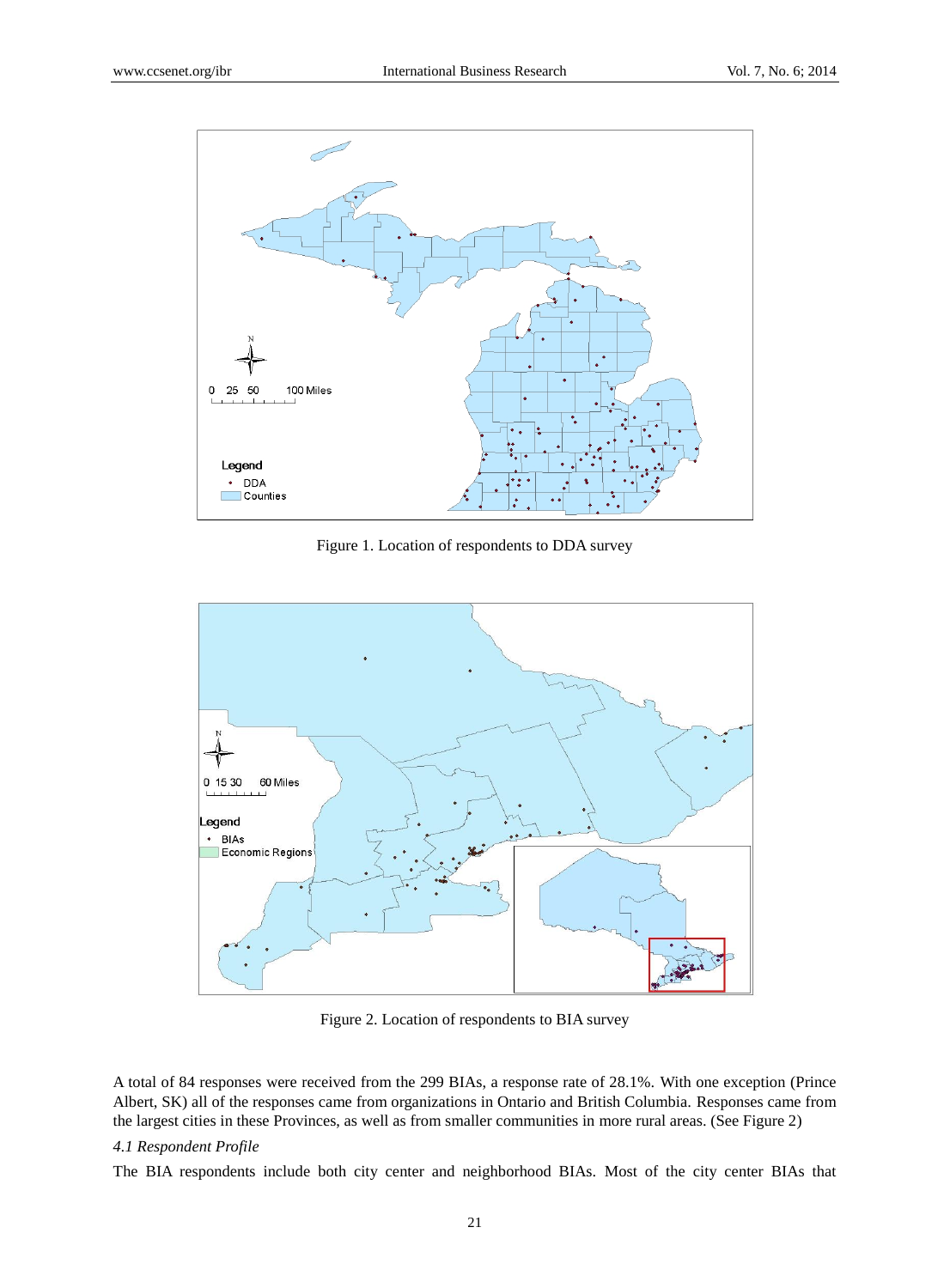Figure 1. Location of respondents to DDA survey

Figure 2. Location of respondents to BIA survey

A total of 84 responses were received from the 299 BIAs, a response rate of 28.1%. With one exception (Prince Albert, SK) all of the responses came from organizations in Ontario and British Columbia. Responses came from the largest cities in these Provinces, as well as from smaller communities in more rural areas. (See Figure 2)

### *4.1 Respondent Profile*

The BIA respondents include both city center and neighborhood BIAs. Most of the city center BIAs that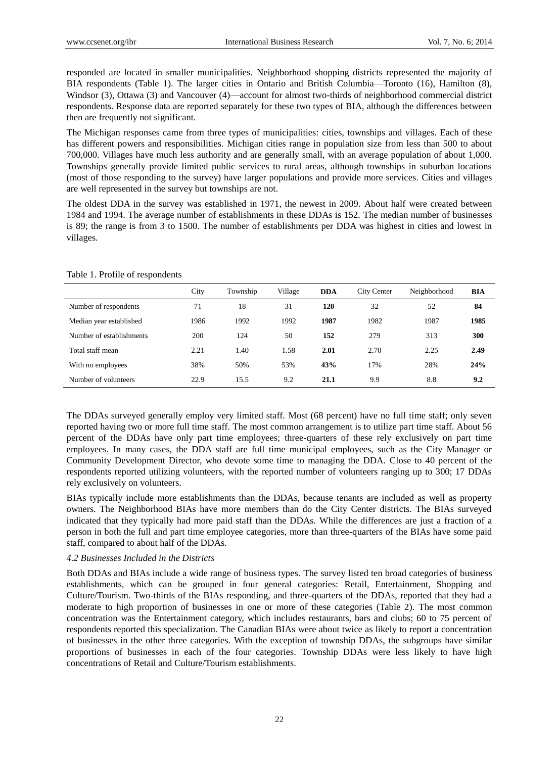responded are located in smaller municipalities. Neighborhood shopping districts represented the majority of BIA respondents (Table 1). The larger cities in Ontario and British Columbia—Toronto (16), Hamilton (8), Windsor (3), Ottawa (3) and Vancouver (4)—account for almost two-thirds of neighborhood commercial district respondents. Response data are reported separately for these two types of BIA, although the differences between then are frequently not significant.

The Michigan responses came from three types of municipalities: cities, townships and villages. Each of these has different powers and responsibilities. Michigan cities range in population size from less than 500 to about 700,000. Villages have much less authority and are generally small, with an average population of about 1,000. Townships generally provide limited public services to rural areas, although townships in suburban locations (most of those responding to the survey) have larger populations and provide more services. Cities and villages are well represented in the survey but townships are not.

The oldest DDA in the survey was established in 1971, the newest in 2009. About half were created between 1984 and 1994. The average number of establishments in these DDAs is 152. The median number of businesses is 89; the range is from 3 to 1500. The number of establishments per DDA was highest in cities and lowest in villages.

Table 1. Profile of respondents

| | City | Township | Village | **DDA** | City Center | Neighborhood | **BIA** |
|---|---|---|---|---|---|---|---|
| Number of respondents | 71 | 18 | 31 | **120** | 32 | 52 | **84** |
| Median year established | 1986 | 1992 | 1992 | **1987** | 1982 | 1987 | **1985** |
| Number of establishments | 200 | 124 | 50 | **152** | 279 | 313 | **300** |
| Total staff mean | 2.21 | 1.40 | 1.58 | **2.01** | 2.70 | 2.25 | **2.49** |
| With no employees | 38% | 50% | 53% | **43%** | 17% | 28% | **24%** |
| Number of volunteers | 22.9 | 15.5 | 9.2 | **21.1** | 9.9 | 8.8 | **9.2** |

The DDAs surveyed generally employ very limited staff. Most (68 percent) have no full time staff; only seven reported having two or more full time staff. The most common arrangement is to utilize part time staff. About 56 percent of the DDAs have only part time employees; three-quarters of these rely exclusively on part time employees. In many cases, the DDA staff are full time municipal employees, such as the City Manager or Community Development Director, who devote some time to managing the DDA. Close to 40 percent of the respondents reported utilizing volunteers, with the reported number of volunteers ranging up to 300; 17 DDAs rely exclusively on volunteers.

BIAs typically include more establishments than the DDAs, because tenants are included as well as property owners. The Neighborhood BIAs have more members than do the City Center districts. The BIAs surveyed indicated that they typically had more paid staff than the DDAs. While the differences are just a fraction of a person in both the full and part time employee categories, more than three-quarters of the BIAs have some paid staff, compared to about half of the DDAs.

### *4.2 Businesses Included in the Districts*

Both DDAs and BIAs include a wide range of business types. The survey listed ten broad categories of business establishments, which can be grouped in four general categories: Retail, Entertainment, Shopping and Culture/Tourism. Two-thirds of the BIAs responding, and three-quarters of the DDAs, reported that they had a moderate to high proportion of businesses in one or more of these categories (Table 2). The most common concentration was the Entertainment category, which includes restaurants, bars and clubs; 60 to 75 percent of respondents reported this specialization. The Canadian BIAs were about twice as likely to report a concentration of businesses in the other three categories. With the exception of township DDAs, the subgroups have similar proportions of businesses in each of the four categories. Township DDAs were less likely to have high concentrations of Retail and Culture/Tourism establishments.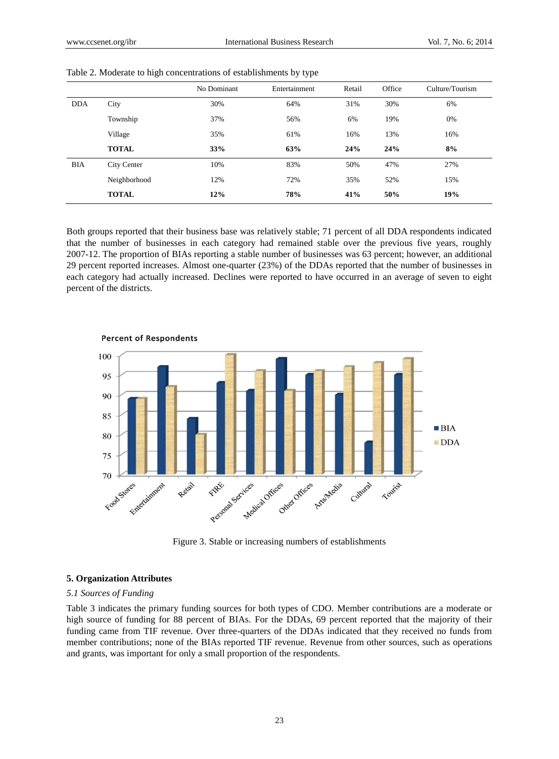Table 2. Moderate to high concentrations of establishments by type

| | | No Dominant | Entertainment | Retail | Office | Culture/Tourism |
|---|---|---|---|---|---|---|
| DDA | City | 30% | 64% | 31% | 30% | 6% |
| | Township | 37% | 56% | 6% | 19% | 0% |
| | Village | 35% | 61% | 16% | 13% | 16% |
| | **TOTAL** | **33%** | **63%** | **24%** | **24%** | **8%** |
| BIA | City Center | 10% | 83% | 50% | 47% | 27% |
| | Neighborhood | 12% | 72% | 35% | 52% | 15% |
| | **TOTAL** | **12%** | **78%** | **41%** | **50%** | **19%** |

Both groups reported that their business base was relatively stable; 71 percent of all DDA respondents indicated that the number of businesses in each category had remained stable over the previous five years, roughly 2007-12. The proportion of BIAs reporting a stable number of businesses was 63 percent; however, an additional 29 percent reported increases. Almost one-quarter (23%) of the DDAs reported that the number of businesses in each category had actually increased. Declines were reported to have occurred in an average of seven to eight percent of the districts.

Figure 3. Stable or increasing numbers of establishments

## 5. Organization Attributes

### *5.1 Sources of Funding*

Table 3 indicates the primary funding sources for both types of CDO. Member contributions are a moderate or high source of funding for 88 percent of BIAs. For the DDAs, 69 percent reported that the majority of their funding came from TIF revenue. Over three-quarters of the DDAs indicated that they received no funds from member contributions; none of the BIAs reported TIF revenue. Revenue from other sources, such as operations and grants, was important for only a small proportion of the respondents.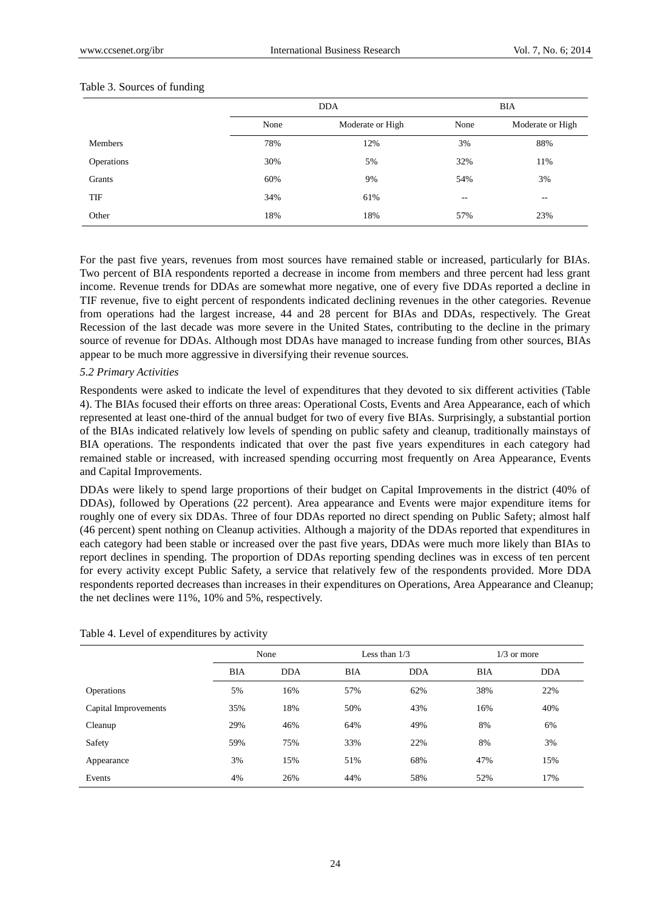Table 3. Sources of funding

| | DDA | | BIA | |
|---|---|---|---|---|
| | None | Moderate or High | None | Moderate or High |
| Members | 78% | 12% | 3% | 88% |
| Operations | 30% | 5% | 32% | 11% |
| Grants | 60% | 9% | 54% | 3% |
| TIF | 34% | 61% | -- | -- |
| Other | 18% | 18% | 57% | 23% |

For the past five years, revenues from most sources have remained stable or increased, particularly for BIAs. Two percent of BIA respondents reported a decrease in income from members and three percent had less grant income. Revenue trends for DDAs are somewhat more negative, one of every five DDAs reported a decline in TIF revenue, five to eight percent of respondents indicated declining revenues in the other categories. Revenue from operations had the largest increase, 44 and 28 percent for BIAs and DDAs, respectively. The Great Recession of the last decade was more severe in the United States, contributing to the decline in the primary source of revenue for DDAs. Although most DDAs have managed to increase funding from other sources, BIAs appear to be much more aggressive in diversifying their revenue sources.

### *5.2 Primary Activities*

Respondents were asked to indicate the level of expenditures that they devoted to six different activities (Table 4). The BIAs focused their efforts on three areas: Operational Costs, Events and Area Appearance, each of which represented at least one-third of the annual budget for two of every five BIAs. Surprisingly, a substantial portion of the BIAs indicated relatively low levels of spending on public safety and cleanup, traditionally mainstays of BIA operations. The respondents indicated that over the past five years expenditures in each category had remained stable or increased, with increased spending occurring most frequently on Area Appearance, Events and Capital Improvements.

DDAs were likely to spend large proportions of their budget on Capital Improvements in the district (40% of DDAs), followed by Operations (22 percent). Area appearance and Events were major expenditure items for roughly one of every six DDAs. Three of four DDAs reported no direct spending on Public Safety; almost half (46 percent) spent nothing on Cleanup activities. Although a majority of the DDAs reported that expenditures in each category had been stable or increased over the past five years, DDAs were much more likely than BIAs to report declines in spending. The proportion of DDAs reporting spending declines was in excess of ten percent for every activity except Public Safety, a service that relatively few of the respondents provided. More DDA respondents reported decreases than increases in their expenditures on Operations, Area Appearance and Cleanup; the net declines were 11%, 10% and 5%, respectively.

Table 4. Level of expenditures by activity

| | None | | Less than 1/3 | | 1/3 or more | |
|---|---|---|---|---|---|---|
| | BIA | DDA | BIA | DDA | BIA | DDA |
| Operations | 5% | 16% | 57% | 62% | 38% | 22% |
| Capital Improvements | 35% | 18% | 50% | 43% | 16% | 40% |
| Cleanup | 29% | 46% | 64% | 49% | 8% | 6% |
| Safety | 59% | 75% | 33% | 22% | 8% | 3% |
| Appearance | 3% | 15% | 51% | 68% | 47% | 15% |
| Events | 4% | 26% | 44% | 58% | 52% | 17% |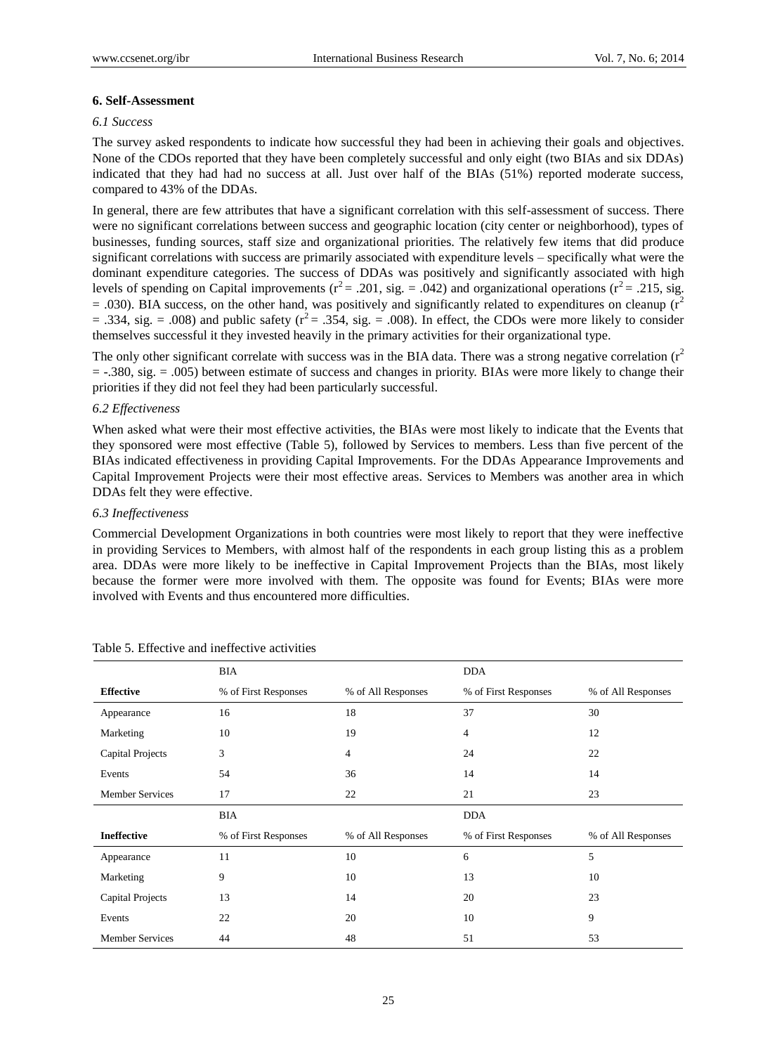## 6. Self-Assessment

### *6.1 Success*

The survey asked respondents to indicate how successful they had been in achieving their goals and objectives. None of the CDOs reported that they have been completely successful and only eight (two BIAs and six DDAs) indicated that they had had no success at all. Just over half of the BIAs (51%) reported moderate success, compared to 43% of the DDAs.

In general, there are few attributes that have a significant correlation with this self-assessment of success. There were no significant correlations between success and geographic location (city center or neighborhood), types of businesses, funding sources, staff size and organizational priorities. The relatively few items that did produce significant correlations with success are primarily associated with expenditure levels – specifically what were the dominant expenditure categories. The success of DDAs was positively and significantly associated with high levels of spending on Capital improvements ($r^2 = .201$, sig. = .042) and organizational operations ($r^2 = .215$, sig. = .030). BIA success, on the other hand, was positively and significantly related to expenditures on cleanup ($r^2 = .334$, sig. = .008) and public safety ($r^2 = .354$, sig. = .008). In effect, the CDOs were more likely to consider themselves successful it they invested heavily in the primary activities for their organizational type.

The only other significant correlate with success was in the BIA data. There was a strong negative correlation ($r^2 = -.380$, sig. = .005) between estimate of success and changes in priority. BIAs were more likely to change their priorities if they did not feel they had been particularly successful.

### *6.2 Effectiveness*

When asked what were their most effective activities, the BIAs were most likely to indicate that the Events that they sponsored were most effective (Table 5), followed by Services to members. Less than five percent of the BIAs indicated effectiveness in providing Capital Improvements. For the DDAs Appearance Improvements and Capital Improvement Projects were their most effective areas. Services to Members was another area in which DDAs felt they were effective.

### *6.3 Ineffectiveness*

Commercial Development Organizations in both countries were most likely to report that they were ineffective in providing Services to Members, with almost half of the respondents in each group listing this as a problem area. DDAs were more likely to be ineffective in Capital Improvement Projects than the BIAs, most likely because the former were more involved with them. The opposite was found for Events; BIAs were more involved with Events and thus encountered more difficulties.

Table 5. Effective and ineffective activities

| | BIA | | DDA | |
|---|---|---|---|---|
| **Effective** | % of First Responses | % of All Responses | % of First Responses | % of All Responses |
| Appearance | 16 | 18 | 37 | 30 |
| Marketing | 10 | 19 | 4 | 12 |
| Capital Projects | 3 | 4 | 24 | 22 |
| Events | 54 | 36 | 14 | 14 |
| Member Services | 17 | 22 | 21 | 23 |
| | BIA | | DDA | |
| **Ineffective** | % of First Responses | % of All Responses | % of First Responses | % of All Responses |
| Appearance | 11 | 10 | 6 | 5 |
| Marketing | 9 | 10 | 13 | 10 |
| Capital Projects | 13 | 14 | 20 | 23 |
| Events | 22 | 20 | 10 | 9 |
| Member Services | 44 | 48 | 51 | 53 |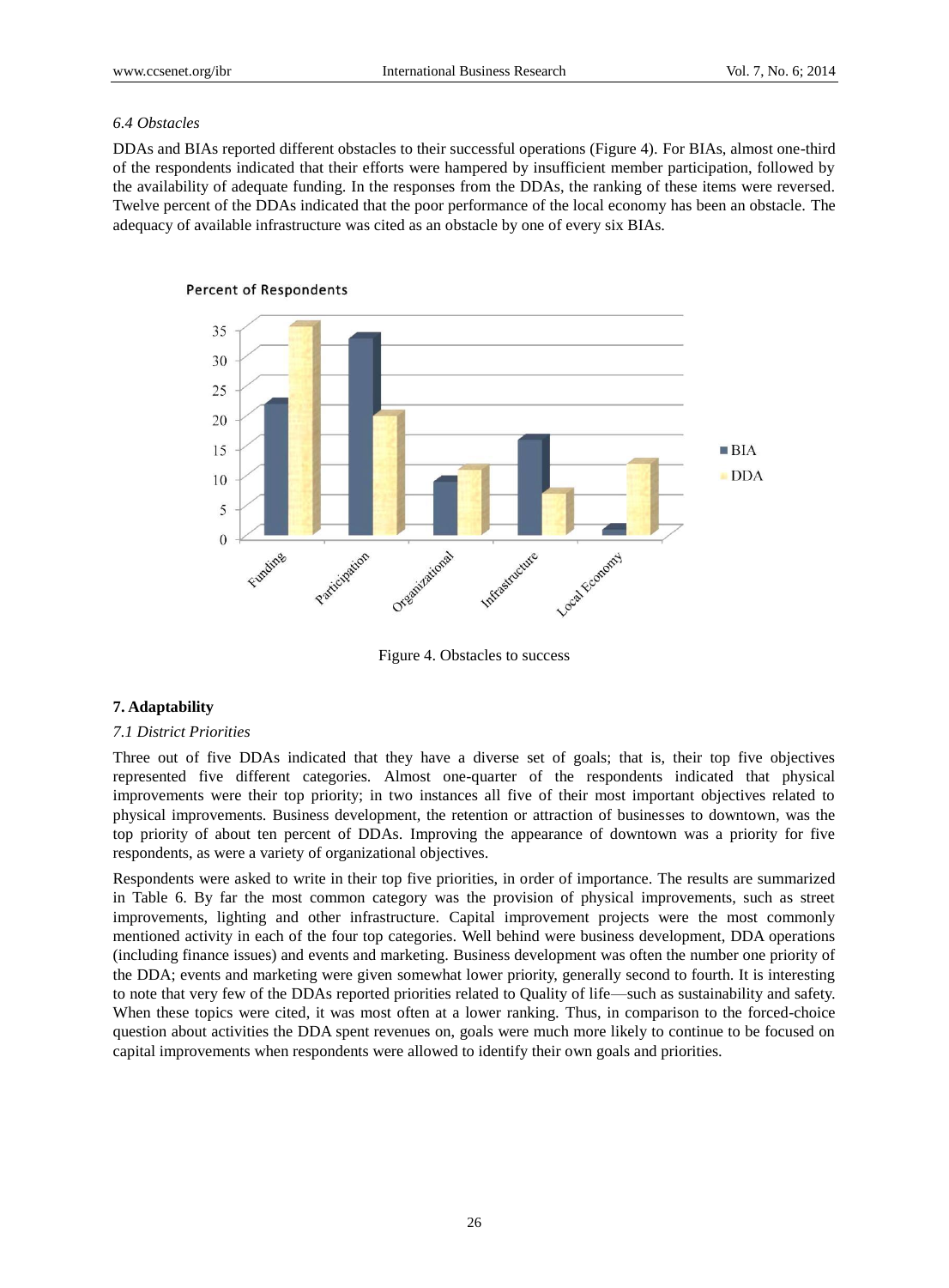*6.4 Obstacles*

DDAs and BIAs reported different obstacles to their successful operations (Figure 4). For BIAs, almost one-third of the respondents indicated that their efforts were hampered by insufficient member participation, followed by the availability of adequate funding. In the responses from the DDAs, the ranking of these items were reversed. Twelve percent of the DDAs indicated that the poor performance of the local economy has been an obstacle. The adequacy of available infrastructure was cited as an obstacle by one of every six BIAs.

Figure 4. Obstacles to success

## 7. Adaptability

*7.1 District Priorities*

Three out of five DDAs indicated that they have a diverse set of goals; that is, their top five objectives represented five different categories. Almost one-quarter of the respondents indicated that physical improvements were their top priority; in two instances all five of their most important objectives related to physical improvements. Business development, the retention or attraction of businesses to downtown, was the top priority of about ten percent of DDAs. Improving the appearance of downtown was a priority for five respondents, as were a variety of organizational objectives.

Respondents were asked to write in their top five priorities, in order of importance. The results are summarized in Table 6. By far the most common category was the provision of physical improvements, such as street improvements, lighting and other infrastructure. Capital improvement projects were the most commonly mentioned activity in each of the four top categories. Well behind were business development, DDA operations (including finance issues) and events and marketing. Business development was often the number one priority of the DDA; events and marketing were given somewhat lower priority, generally second to fourth. It is interesting to note that very few of the DDAs reported priorities related to Quality of life—such as sustainability and safety. When these topics were cited, it was most often at a lower ranking. Thus, in comparison to the forced-choice question about activities the DDA spent revenues on, goals were much more likely to continue to be focused on capital improvements when respondents were allowed to identify their own goals and priorities.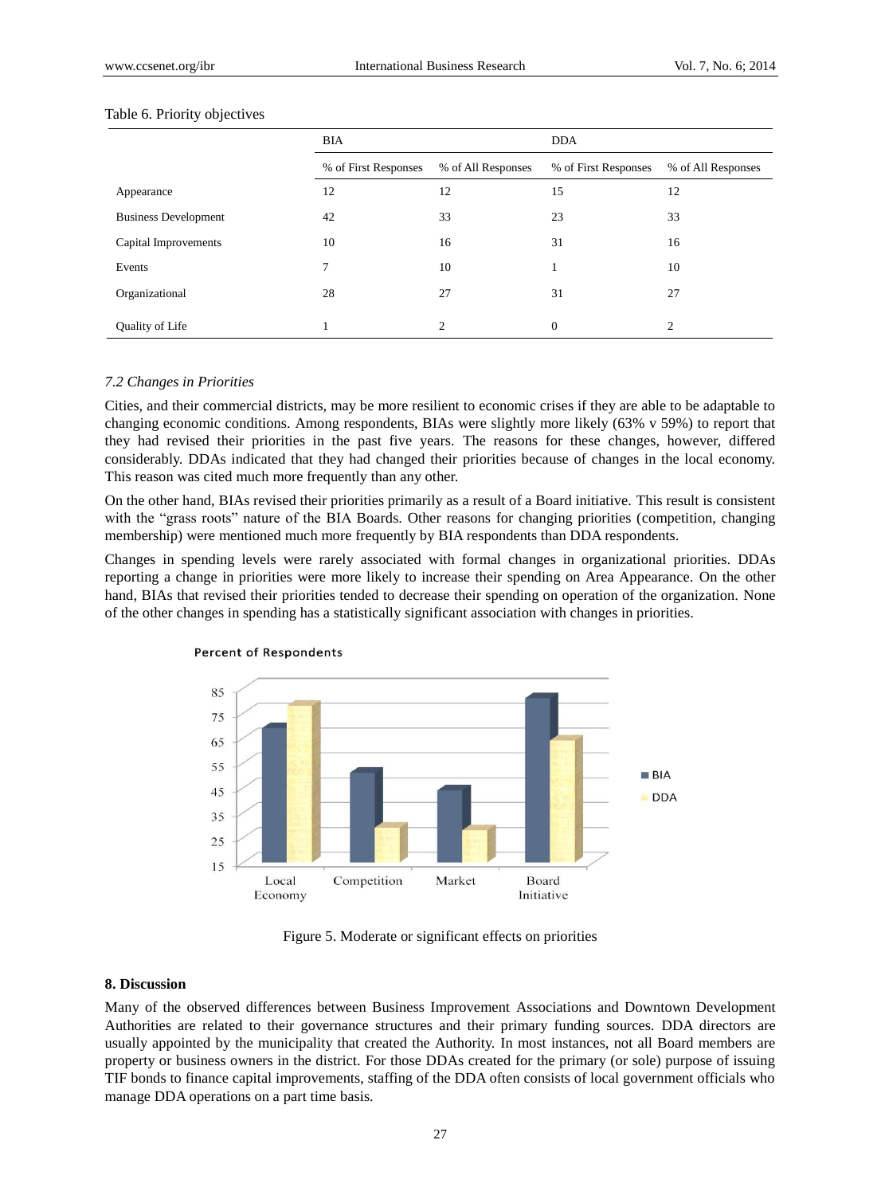Table 6. Priority objectives

| | BIA | | DDA | |
|---|---|---|---|---|
| | % of First Responses | % of All Responses | % of First Responses | % of All Responses |
| Appearance | 12 | 12 | 15 | 12 |
| Business Development | 42 | 33 | 23 | 33 |
| Capital Improvements | 10 | 16 | 31 | 16 |
| Events | 7 | 10 | 1 | 10 |
| Organizational | 28 | 27 | 31 | 27 |
| Quality of Life | 1 | 2 | 0 | 2 |

### *7.2 Changes in Priorities*

Cities, and their commercial districts, may be more resilient to economic crises if they are able to be adaptable to changing economic conditions. Among respondents, BIAs were slightly more likely (63% v 59%) to report that they had revised their priorities in the past five years. The reasons for these changes, however, differed considerably. DDAs indicated that they had changed their priorities because of changes in the local economy. This reason was cited much more frequently than any other.

On the other hand, BIAs revised their priorities primarily as a result of a Board initiative. This result is consistent with the "grass roots" nature of the BIA Boards. Other reasons for changing priorities (competition, changing membership) were mentioned much more frequently by BIA respondents than DDA respondents.

Changes in spending levels were rarely associated with formal changes in organizational priorities. DDAs reporting a change in priorities were more likely to increase their spending on Area Appearance. On the other hand, BIAs that revised their priorities tended to decrease their spending on operation of the organization. None of the other changes in spending has a statistically significant association with changes in priorities.

Figure 5. Moderate or significant effects on priorities

## 8. Discussion

Many of the observed differences between Business Improvement Associations and Downtown Development Authorities are related to their governance structures and their primary funding sources. DDA directors are usually appointed by the municipality that created the Authority. In most instances, not all Board members are property or business owners in the district. For those DDAs created for the primary (or sole) purpose of issuing TIF bonds to finance capital improvements, staffing of the DDA often consists of local government officials who manage DDA operations on a part time basis.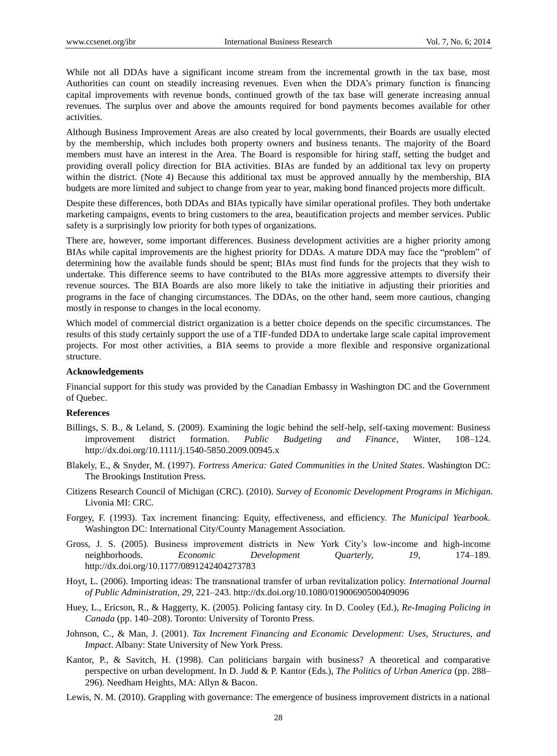While not all DDAs have a significant income stream from the incremental growth in the tax base, most Authorities can count on steadily increasing revenues. Even when the DDA's primary function is financing capital improvements with revenue bonds, continued growth of the tax base will generate increasing annual revenues. The surplus over and above the amounts required for bond payments becomes available for other activities.

Although Business Improvement Areas are also created by local governments, their Boards are usually elected by the membership, which includes both property owners and business tenants. The majority of the Board members must have an interest in the Area. The Board is responsible for hiring staff, setting the budget and providing overall policy direction for BIA activities. BIAs are funded by an additional tax levy on property within the district. (Note 4) Because this additional tax must be approved annually by the membership, BIA budgets are more limited and subject to change from year to year, making bond financed projects more difficult.

Despite these differences, both DDAs and BIAs typically have similar operational profiles. They both undertake marketing campaigns, events to bring customers to the area, beautification projects and member services. Public safety is a surprisingly low priority for both types of organizations.

There are, however, some important differences. Business development activities are a higher priority among BIAs while capital improvements are the highest priority for DDAs. A mature DDA may face the "problem" of determining how the available funds should be spent; BIAs must find funds for the projects that they wish to undertake. This difference seems to have contributed to the BIAs more aggressive attempts to diversify their revenue sources. The BIA Boards are also more likely to take the initiative in adjusting their priorities and programs in the face of changing circumstances. The DDAs, on the other hand, seem more cautious, changing mostly in response to changes in the local economy.

Which model of commercial district organization is a better choice depends on the specific circumstances. The results of this study certainly support the use of a TIF-funded DDA to undertake large scale capital improvement projects. For most other activities, a BIA seems to provide a more flexible and responsive organizational structure.

**Acknowledgements**

Financial support for this study was provided by the Canadian Embassy in Washington DC and the Government of Quebec.

**References**

Billings, S. B., & Leland, S. (2009). Examining the logic behind the self-help, self-taxing movement: Business improvement district formation. *Public Budgeting and Finance*, Winter, 108–124. http://dx.doi.org/10.1111/j.1540-5850.2009.00945.x

Blakely, E., & Snyder, M. (1997). *Fortress America: Gated Communities in the United States*. Washington DC: The Brookings Institution Press.

Citizens Research Council of Michigan (CRC). (2010). *Survey of Economic Development Programs in Michigan.* Livonia MI: CRC.

Forgey, F. (1993). Tax increment financing: Equity, effectiveness, and efficiency. *The Municipal Yearbook*. Washington DC: International City/County Management Association.

Gross, J. S. (2005). Business improvement districts in New York City's low-income and high-income neighborhoods. *Economic Development Quarterly*, *19*, 174–189. http://dx.doi.org/10.1177/0891242404273783

Hoyt, L. (2006). Importing ideas: The transnational transfer of urban revitalization policy. *International Journal of Public Administration*, *29*, 221–243. http://dx.doi.org/10.1080/01900690500409096

Huey, L., Ericson, R., & Haggerty, K. (2005). Policing fantasy city. In D. Cooley (Ed.), *Re-Imaging Policing in Canada* (pp. 140–208). Toronto: University of Toronto Press.

Johnson, C., & Man, J. (2001). *Tax Increment Financing and Economic Development: Uses, Structures, and Impact*. Albany: State University of New York Press.

Kantor, P., & Savitch, H. (1998). Can politicians bargain with business? A theoretical and comparative perspective on urban development. In D. Judd & P. Kantor (Eds.), *The Politics of Urban America* (pp. 288–296). Needham Heights, MA: Allyn & Bacon.

Lewis, N. M. (2010). Grappling with governance: The emergence of business improvement districts in a national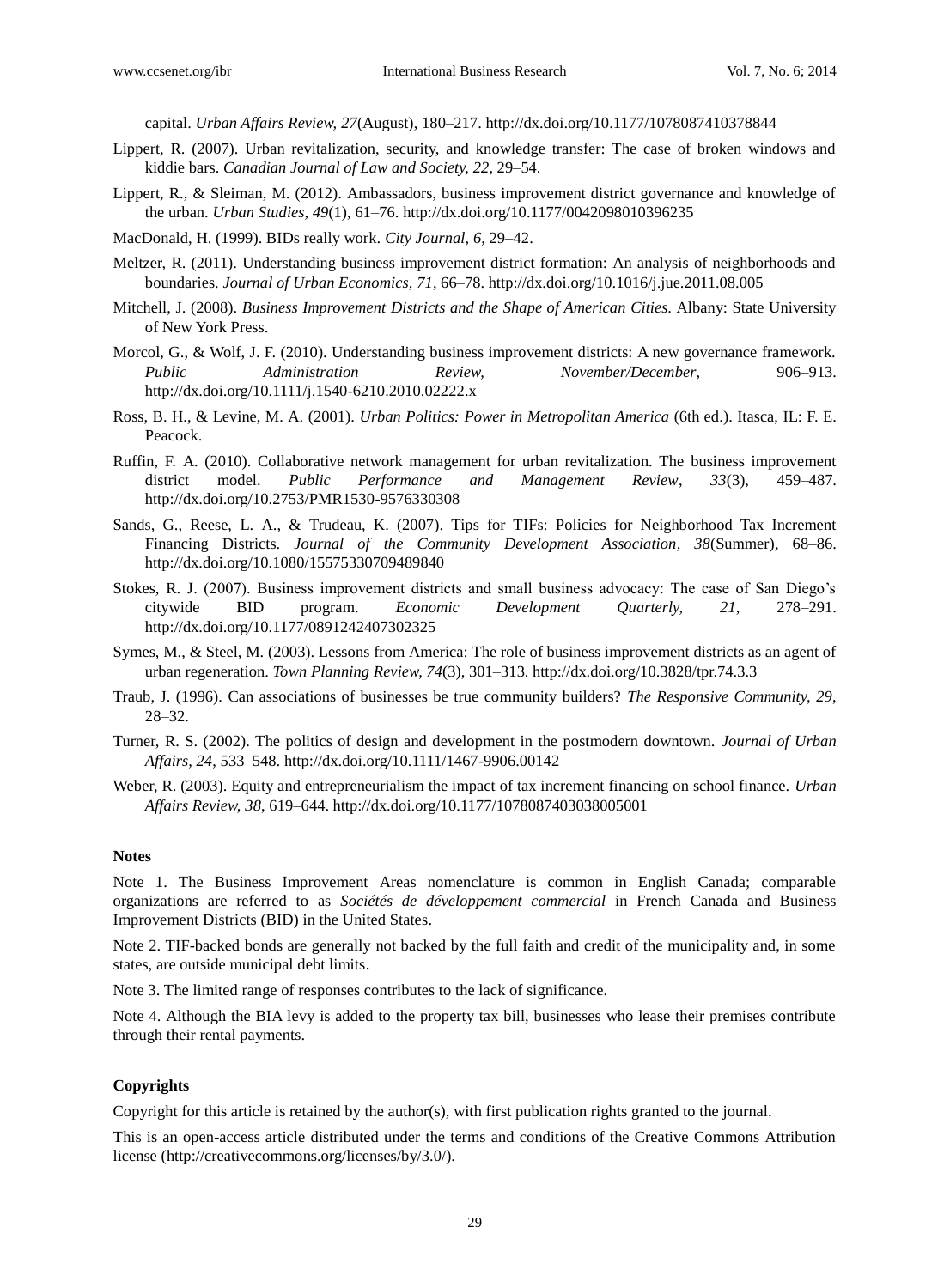capital. *Urban Affairs Review, 27*(August), 180–217. http://dx.doi.org/10.1177/1078087410378844

Lippert, R. (2007). Urban revitalization, security, and knowledge transfer: The case of broken windows and kiddie bars. *Canadian Journal of Law and Society, 22*, 29–54.

Lippert, R., & Sleiman, M. (2012). Ambassadors, business improvement district governance and knowledge of the urban. *Urban Studies, 49*(1), 61–76. http://dx.doi.org/10.1177/0042098010396235

MacDonald, H. (1999). BIDs really work. *City Journal, 6*, 29–42.

Meltzer, R. (2011). Understanding business improvement district formation: An analysis of neighborhoods and boundaries. *Journal of Urban Economics, 71*, 66–78. http://dx.doi.org/10.1016/j.jue.2011.08.005

Mitchell, J. (2008). *Business Improvement Districts and the Shape of American Cities*. Albany: State University of New York Press.

Morcol, G., & Wolf, J. F. (2010). Understanding business improvement districts: A new governance framework. *Public Administration Review, November/December*, 906–913. http://dx.doi.org/10.1111/j.1540-6210.2010.02222.x

Ross, B. H., & Levine, M. A. (2001). *Urban Politics: Power in Metropolitan America* (6th ed.). Itasca, IL: F. E. Peacock.

Ruffin, F. A. (2010). Collaborative network management for urban revitalization. The business improvement district model. *Public Performance and Management Review*, *33*(3), 459–487. http://dx.doi.org/10.2753/PMR1530-9576330308

Sands, G., Reese, L. A., & Trudeau, K. (2007). Tips for TIFs: Policies for Neighborhood Tax Increment Financing Districts. *Journal of the Community Development Association*, *38*(Summer), 68–86. http://dx.doi.org/10.1080/15575330709489840

Stokes, R. J. (2007). Business improvement districts and small business advocacy: The case of San Diego's citywide BID program. *Economic Development Quarterly, 21*, 278–291. http://dx.doi.org/10.1177/0891242407302325

Symes, M., & Steel, M. (2003). Lessons from America: The role of business improvement districts as an agent of urban regeneration. *Town Planning Review, 74*(3), 301–313. http://dx.doi.org/10.3828/tpr.74.3.3

Traub, J. (1996). Can associations of businesses be true community builders? *The Responsive Community, 29*, 28–32.

Turner, R. S. (2002). The politics of design and development in the postmodern downtown. *Journal of Urban Affairs, 24*, 533–548. http://dx.doi.org/10.1111/1467-9906.00142

Weber, R. (2003). Equity and entrepreneurialism the impact of tax increment financing on school finance. *Urban Affairs Review, 38*, 619–644. http://dx.doi.org/10.1177/1078087403038005001

### Notes

Note 1. The Business Improvement Areas nomenclature is common in English Canada; comparable organizations are referred to as *Sociétés de développement commercial* in French Canada and Business Improvement Districts (BID) in the United States.

Note 2. TIF-backed bonds are generally not backed by the full faith and credit of the municipality and, in some states, are outside municipal debt limits.

Note 3. The limited range of responses contributes to the lack of significance.

Note 4. Although the BIA levy is added to the property tax bill, businesses who lease their premises contribute through their rental payments.

### Copyrights

Copyright for this article is retained by the author(s), with first publication rights granted to the journal.

This is an open-access article distributed under the terms and conditions of the Creative Commons Attribution license (http://creativecommons.org/licenses/by/3.0/).